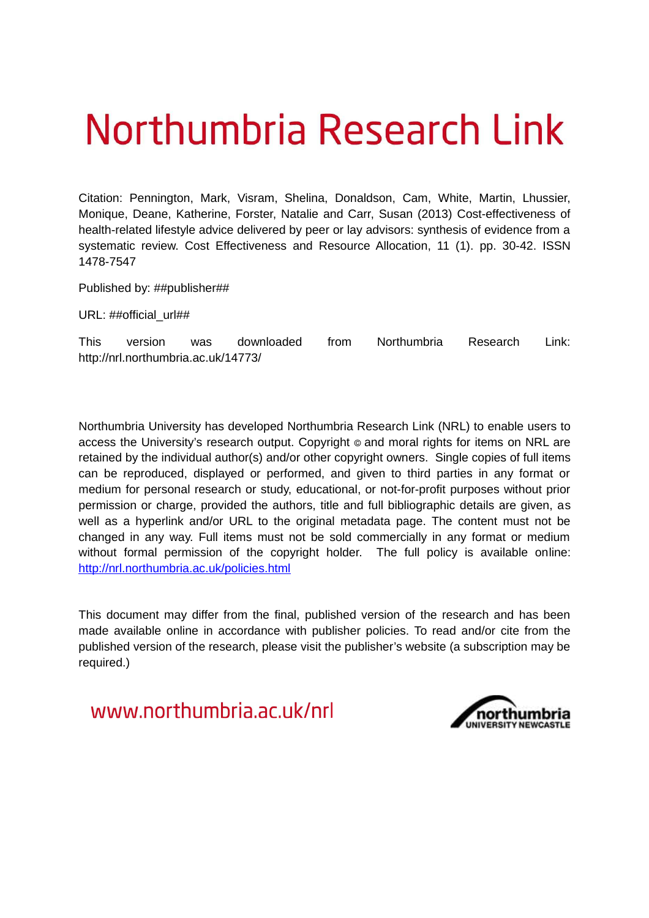# Northumbria Research Link

Citation: Pennington, Mark, Visram, Shelina, Donaldson, Cam, White, Martin, Lhussier, Monique, Deane, Katherine, Forster, Natalie and Carr, Susan (2013) Cost-effectiveness of health-related lifestyle advice delivered by peer or lay advisors: synthesis of evidence from a systematic review. Cost Effectiveness and Resource Allocation, 11 (1). pp. 30-42. ISSN 1478-7547

Published by: ##publisher##

URL: ##official_url##

This version was downloaded from Northumbria Research Link: http://nrl.northumbria.ac.uk/14773/

Northumbria University has developed Northumbria Research Link (NRL) to enable users to access the University's research output. Copyright © and moral rights for items on NRL are retained by the individual author(s) and/or other copyright owners. Single copies of full items can be reproduced, displayed or performed, and given to third parties in any format or medium for personal research or study, educational, or not-for-profit purposes without prior permission or charge, provided the authors, title and full bibliographic details are given, as well as a hyperlink and/or URL to the original metadata page. The content must not be changed in any way. Full items must not be sold commercially in any format or medium without formal permission of the copyright holder. The full policy is available online: http://nrl.northumbria.ac.uk/policies.html

This document may differ from the final, published version of the research and has been made available online in accordance with publisher policies. To read and/or cite from the published version of the research, please visit the publisher's website (a subscription may be required.)

www.northumbria.ac.uk/nrl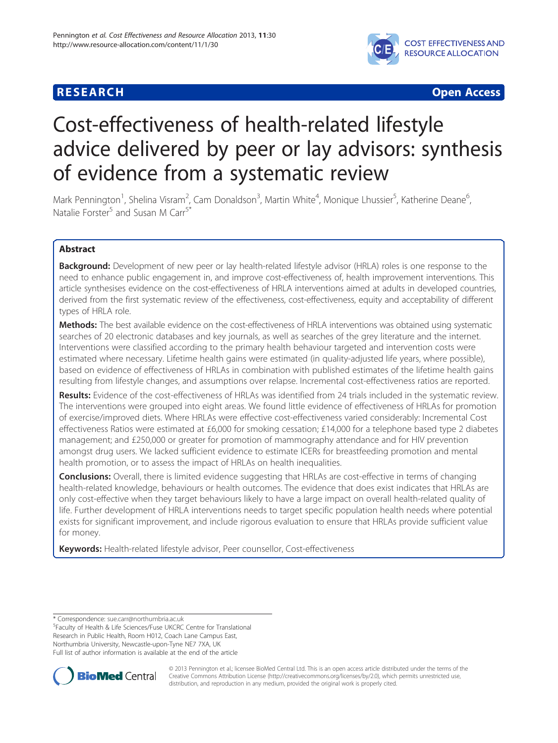# Cost-effectiveness of health-related lifestyle advice delivered by peer or lay advisors: synthesis of evidence from a systematic review

Mark Pennington[1], Shelina Visram[2], Cam Donaldson[3], Martin White[4], Monique Lhussier[5], Katherine Deane[6], Natalie Forster[5] and Susan M Carr[5*]

## Abstract

**Background:** Development of new peer or lay health-related lifestyle advisor (HRLA) roles is one response to the need to enhance public engagement in, and improve cost-effectiveness of, health improvement interventions. This article synthesises evidence on the cost-effectiveness of HRLA interventions aimed at adults in developed countries, derived from the first systematic review of the effectiveness, cost-effectiveness, equity and acceptability of different types of HRLA role.

**Methods:** The best available evidence on the cost-effectiveness of HRLA interventions was obtained using systematic searches of 20 electronic databases and key journals, as well as searches of the grey literature and the internet. Interventions were classified according to the primary health behaviour targeted and intervention costs were estimated where necessary. Lifetime health gains were estimated (in quality-adjusted life years, where possible), based on evidence of effectiveness of HRLAs in combination with published estimates of the lifetime health gains resulting from lifestyle changes, and assumptions over relapse. Incremental cost-effectiveness ratios are reported.

**Results:** Evidence of the cost-effectiveness of HRLAs was identified from 24 trials included in the systematic review. The interventions were grouped into eight areas. We found little evidence of effectiveness of HRLAs for promotion of exercise/improved diets. Where HRLAs were effective cost-effectiveness varied considerably: Incremental Cost effectiveness Ratios were estimated at £6,000 for smoking cessation; £14,000 for a telephone based type 2 diabetes management; and £250,000 or greater for promotion of mammography attendance and for HIV prevention amongst drug users. We lacked sufficient evidence to estimate ICERs for breastfeeding promotion and mental health promotion, or to assess the impact of HRLAs on health inequalities.

**Conclusions:** Overall, there is limited evidence suggesting that HRLAs are cost-effective in terms of changing health-related knowledge, behaviours or health outcomes. The evidence that does exist indicates that HRLAs are only cost-effective when they target behaviours likely to have a large impact on overall health-related quality of life. Further development of HRLA interventions needs to target specific population health needs where potential exists for significant improvement, and include rigorous evaluation to ensure that HRLAs provide sufficient value for money.

**Keywords:** Health-related lifestyle advisor, Peer counsellor, Cost-effectiveness

\* Correspondence: sue.carr@northumbria.ac.uk

[5]Faculty of Health & Life Sciences/Fuse UKCRC Centre for Translational Research in Public Health, Room H012, Coach Lane Campus East, Northumbria University, Newcastle-upon-Tyne NE7 7XA, UK

Full list of author information is available at the end of the article

© 2013 Pennington et al.; licensee BioMed Central Ltd. This is an open access article distributed under the terms of the Creative Commons Attribution License (http://creativecommons.org/licenses/by/2.0), which permits unrestricted use, distribution, and reproduction in any medium, provided the original work is properly cited.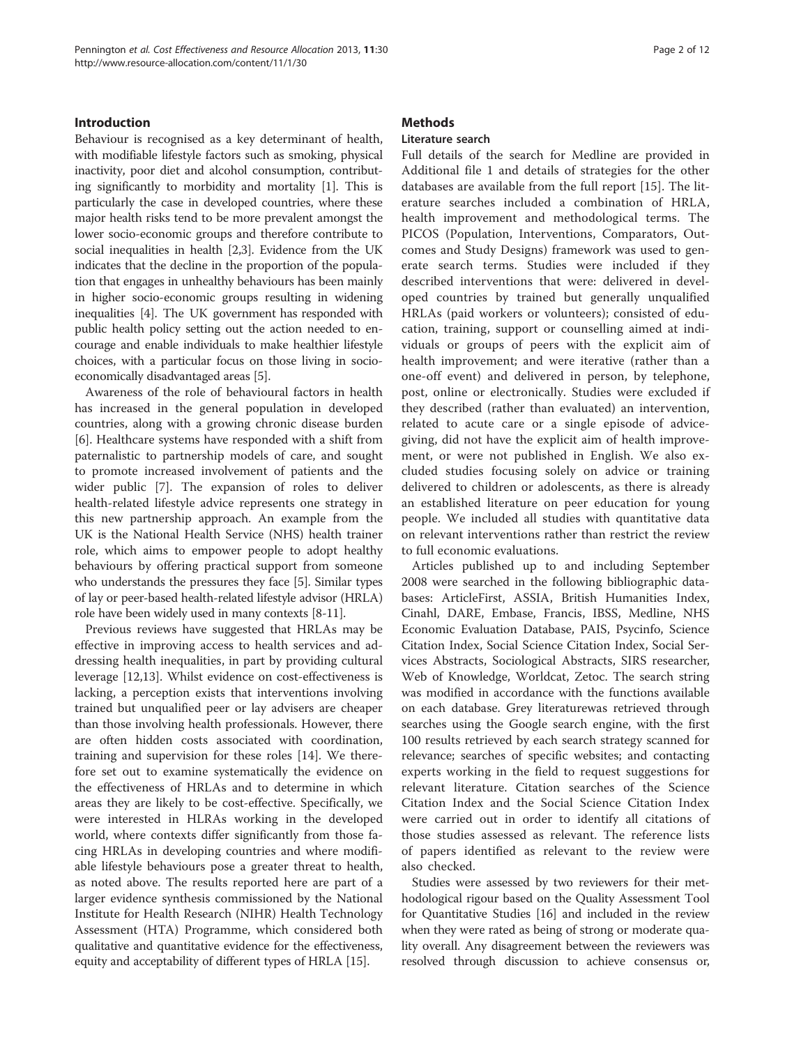## Introduction

Behaviour is recognised as a key determinant of health, with modifiable lifestyle factors such as smoking, physical inactivity, poor diet and alcohol consumption, contributing significantly to morbidity and mortality [1]. This is particularly the case in developed countries, where these major health risks tend to be more prevalent amongst the lower socio-economic groups and therefore contribute to social inequalities in health [2,3]. Evidence from the UK indicates that the decline in the proportion of the population that engages in unhealthy behaviours has been mainly in higher socio-economic groups resulting in widening inequalities [4]. The UK government has responded with public health policy setting out the action needed to encourage and enable individuals to make healthier lifestyle choices, with a particular focus on those living in socio-economically disadvantaged areas [5].

Awareness of the role of behavioural factors in health has increased in the general population in developed countries, along with a growing chronic disease burden [6]. Healthcare systems have responded with a shift from paternalistic to partnership models of care, and sought to promote increased involvement of patients and the wider public [7]. The expansion of roles to deliver health-related lifestyle advice represents one strategy in this new partnership approach. An example from the UK is the National Health Service (NHS) health trainer role, which aims to empower people to adopt healthy behaviours by offering practical support from someone who understands the pressures they face [5]. Similar types of lay or peer-based health-related lifestyle advisor (HRLA) role have been widely used in many contexts [8-11].

Previous reviews have suggested that HRLAs may be effective in improving access to health services and addressing health inequalities, in part by providing cultural leverage [12,13]. Whilst evidence on cost-effectiveness is lacking, a perception exists that interventions involving trained but unqualified peer or lay advisers are cheaper than those involving health professionals. However, there are often hidden costs associated with coordination, training and supervision for these roles [14]. We therefore set out to examine systematically the evidence on the effectiveness of HRLAs and to determine in which areas they are likely to be cost-effective. Specifically, we were interested in HLRAs working in the developed world, where contexts differ significantly from those facing HRLAs in developing countries and where modifiable lifestyle behaviours pose a greater threat to health, as noted above. The results reported here are part of a larger evidence synthesis commissioned by the National Institute for Health Research (NIHR) Health Technology Assessment (HTA) Programme, which considered both qualitative and quantitative evidence for the effectiveness, equity and acceptability of different types of HRLA [15].

## Methods

### Literature search

Full details of the search for Medline are provided in Additional file 1 and details of strategies for the other databases are available from the full report [15]. The literature searches included a combination of HRLA, health improvement and methodological terms. The PICOS (Population, Interventions, Comparators, Outcomes and Study Designs) framework was used to generate search terms. Studies were included if they described interventions that were: delivered in developed countries by trained but generally unqualified HRLAs (paid workers or volunteers); consisted of education, training, support or counselling aimed at individuals or groups of peers with the explicit aim of health improvement; and were iterative (rather than a one-off event) and delivered in person, by telephone, post, online or electronically. Studies were excluded if they described (rather than evaluated) an intervention, related to acute care or a single episode of advice-giving, did not have the explicit aim of health improvement, or were not published in English. We also excluded studies focusing solely on advice or training delivered to children or adolescents, as there is already an established literature on peer education for young people. We included all studies with quantitative data on relevant interventions rather than restrict the review to full economic evaluations.

Articles published up to and including September 2008 were searched in the following bibliographic databases: ArticleFirst, ASSIA, British Humanities Index, Cinahl, DARE, Embase, Francis, IBSS, Medline, NHS Economic Evaluation Database, PAIS, Psycinfo, Science Citation Index, Social Science Citation Index, Social Services Abstracts, Sociological Abstracts, SIRS researcher, Web of Knowledge, Worldcat, Zetoc. The search string was modified in accordance with the functions available on each database. Grey literaturewas retrieved through searches using the Google search engine, with the first 100 results retrieved by each search strategy scanned for relevance; searches of specific websites; and contacting experts working in the field to request suggestions for relevant literature. Citation searches of the Science Citation Index and the Social Science Citation Index were carried out in order to identify all citations of those studies assessed as relevant. The reference lists of papers identified as relevant to the review were also checked.

Studies were assessed by two reviewers for their methodological rigour based on the Quality Assessment Tool for Quantitative Studies [16] and included in the review when they were rated as being of strong or moderate quality overall. Any disagreement between the reviewers was resolved through discussion to achieve consensus or,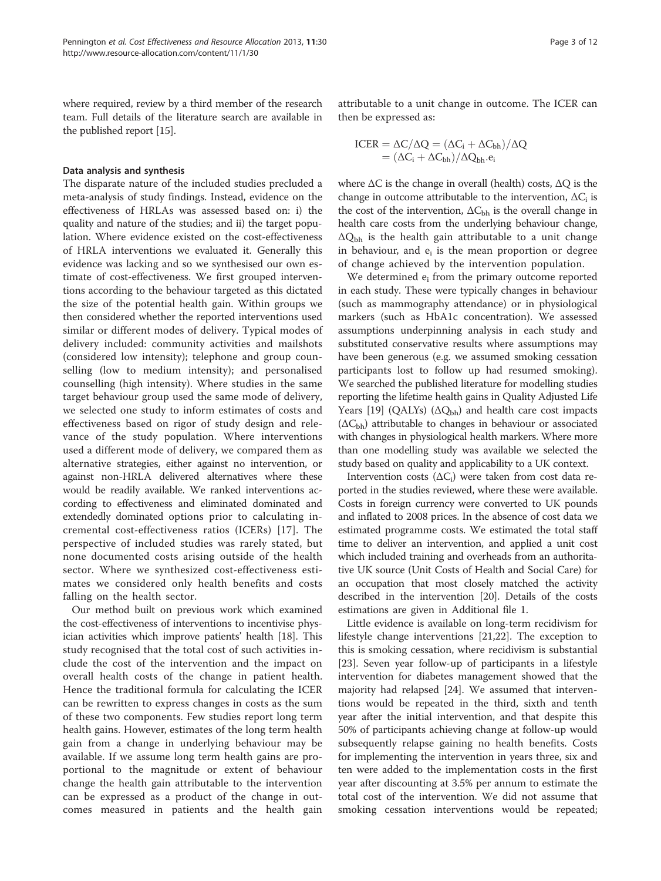where required, review by a third member of the research team. Full details of the literature search are available in the published report [15].

### Data analysis and synthesis

The disparate nature of the included studies precluded a meta-analysis of study findings. Instead, evidence on the effectiveness of HRLAs was assessed based on: i) the quality and nature of the studies; and ii) the target population. Where evidence existed on the cost-effectiveness of HRLA interventions we evaluated it. Generally this evidence was lacking and so we synthesised our own estimate of cost-effectiveness. We first grouped interventions according to the behaviour targeted as this dictated the size of the potential health gain. Within groups we then considered whether the reported interventions used similar or different modes of delivery. Typical modes of delivery included: community activities and mailshots (considered low intensity); telephone and group counselling (low to medium intensity); and personalised counselling (high intensity). Where studies in the same target behaviour group used the same mode of delivery, we selected one study to inform estimates of costs and effectiveness based on rigor of study design and relevance of the study population. Where interventions used a different mode of delivery, we compared them as alternative strategies, either against no intervention, or against non-HRLA delivered alternatives where these would be readily available. We ranked interventions according to effectiveness and eliminated dominated and extendedly dominated options prior to calculating incremental cost-effectiveness ratios (ICERs) [17]. The perspective of included studies was rarely stated, but none documented costs arising outside of the health sector. Where we synthesized cost-effectiveness estimates we considered only health benefits and costs falling on the health sector.

Our method built on previous work which examined the cost-effectiveness of interventions to incentivise physician activities which improve patients' health [18]. This study recognised that the total cost of such activities include the cost of the intervention and the impact on overall health costs of the change in patient health. Hence the traditional formula for calculating the ICER can be rewritten to express changes in costs as the sum of these two components. Few studies report long term health gains. However, estimates of the long term health gain from a change in underlying behaviour may be available. If we assume long term health gains are proportional to the magnitude or extent of behaviour change the health gain attributable to the intervention can be expressed as a product of the change in outcomes measured in patients and the health gain attributable to a unit change in outcome. The ICER can then be expressed as:

$$
\begin{aligned}
\text{ICER} &= \Delta C/\Delta Q = (\Delta C_i + \Delta C_{bh})/\Delta Q \\
&= (\Delta C_i + \Delta C_{bh})/\Delta Q_{bh}.e_i
\end{aligned}
$$

where $\Delta C$ is the change in overall (health) costs, $\Delta Q$ is the change in outcome attributable to the intervention, $\Delta C_i$ is the cost of the intervention, $\Delta C_{bh}$ is the overall change in health care costs from the underlying behaviour change, $\Delta Q_{bh}$ is the health gain attributable to a unit change in behaviour, and $e_i$ is the mean proportion or degree of change achieved by the intervention population.

We determined $e_i$ from the primary outcome reported in each study. These were typically changes in behaviour (such as mammography attendance) or in physiological markers (such as HbA1c concentration). We assessed assumptions underpinning analysis in each study and substituted conservative results where assumptions may have been generous (e.g. we assumed smoking cessation participants lost to follow up had resumed smoking). We searched the published literature for modelling studies reporting the lifetime health gains in Quality Adjusted Life Years [19] (QALYs) ($\Delta Q_{bh}$) and health care cost impacts ($\Delta C_{bh}$) attributable to changes in behaviour or associated with changes in physiological health markers. Where more than one modelling study was available we selected the study based on quality and applicability to a UK context.

Intervention costs ($\Delta C_i$) were taken from cost data reported in the studies reviewed, where these were available. Costs in foreign currency were converted to UK pounds and inflated to 2008 prices. In the absence of cost data we estimated programme costs. We estimated the total staff time to deliver an intervention, and applied a unit cost which included training and overheads from an authoritative UK source (Unit Costs of Health and Social Care) for an occupation that most closely matched the activity described in the intervention [20]. Details of the costs estimations are given in Additional file 1.

Little evidence is available on long-term recidivism for lifestyle change interventions [21,22]. The exception to this is smoking cessation, where recidivism is substantial [23]. Seven year follow-up of participants in a lifestyle intervention for diabetes management showed that the majority had relapsed [24]. We assumed that interventions would be repeated in the third, sixth and tenth year after the initial intervention, and that despite this 50% of participants achieving change at follow-up would subsequently relapse gaining no health benefits. Costs for implementing the intervention in years three, six and ten were added to the implementation costs in the first year after discounting at 3.5% per annum to estimate the total cost of the intervention. We did not assume that smoking cessation interventions would be repeated;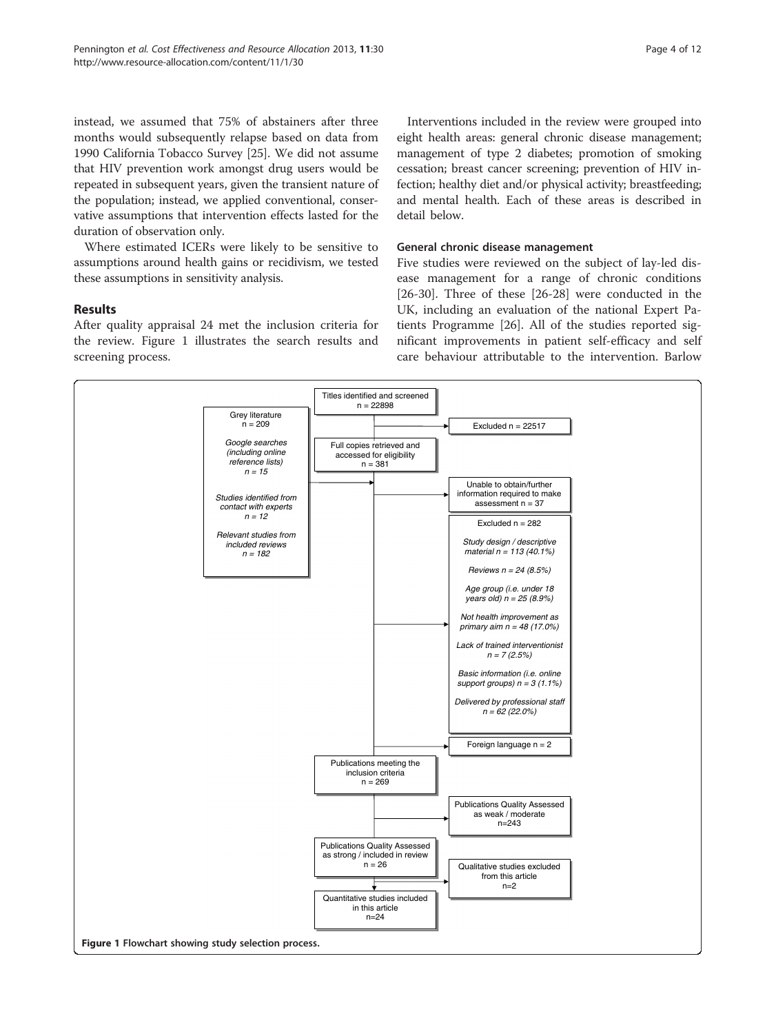instead, we assumed that 75% of abstainers after three months would subsequently relapse based on data from 1990 California Tobacco Survey [25]. We did not assume that HIV prevention work amongst drug users would be repeated in subsequent years, given the transient nature of the population; instead, we applied conventional, conservative assumptions that intervention effects lasted for the duration of observation only.

Where estimated ICERs were likely to be sensitive to assumptions around health gains or recidivism, we tested these assumptions in sensitivity analysis.

## Results

After quality appraisal 24 met the inclusion criteria for the review. Figure 1 illustrates the search results and screening process.

Interventions included in the review were grouped into eight health areas: general chronic disease management; management of type 2 diabetes; promotion of smoking cessation; breast cancer screening; prevention of HIV infection; healthy diet and/or physical activity; breastfeeding; and mental health. Each of these areas is described in detail below.

### General chronic disease management

Five studies were reviewed on the subject of lay-led disease management for a range of chronic conditions [26-30]. Three of these [26-28] were conducted in the UK, including an evaluation of the national Expert Patients Programme [26]. All of the studies reported significant improvements in patient self-efficacy and self care behaviour attributable to the intervention. Barlow

**Figure 1** Flowchart showing study selection process.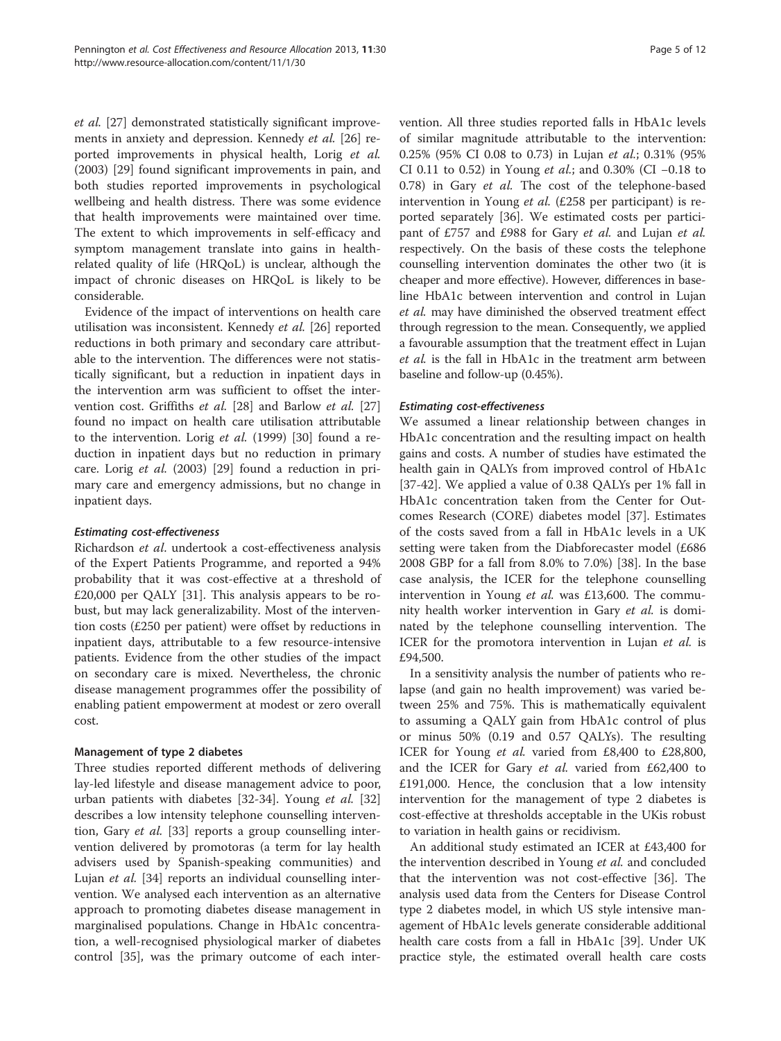*et al.* [27] demonstrated statistically significant improvements in anxiety and depression. Kennedy *et al.* [26] reported improvements in physical health, Lorig *et al.* (2003) [29] found significant improvements in pain, and both studies reported improvements in psychological wellbeing and health distress. There was some evidence that health improvements were maintained over time. The extent to which improvements in self-efficacy and symptom management translate into gains in health-related quality of life (HRQoL) is unclear, although the impact of chronic diseases on HRQoL is likely to be considerable.

Evidence of the impact of interventions on health care utilisation was inconsistent. Kennedy *et al.* [26] reported reductions in both primary and secondary care attributable to the intervention. The differences were not statistically significant, but a reduction in inpatient days in the intervention arm was sufficient to offset the intervention cost. Griffiths *et al.* [28] and Barlow *et al.* [27] found no impact on health care utilisation attributable to the intervention. Lorig *et al.* (1999) [30] found a reduction in inpatient days but no reduction in primary care. Lorig *et al.* (2003) [29] found a reduction in primary care and emergency admissions, but no change in inpatient days.

#### *Estimating cost-effectiveness*

Richardson *et al.* undertook a cost-effectiveness analysis of the Expert Patients Programme, and reported a 94% probability that it was cost-effective at a threshold of £20,000 per QALY [31]. This analysis appears to be robust, but may lack generalizability. Most of the intervention costs (£250 per patient) were offset by reductions in inpatient days, attributable to a few resource-intensive patients. Evidence from the other studies of the impact on secondary care is mixed. Nevertheless, the chronic disease management programmes offer the possibility of enabling patient empowerment at modest or zero overall cost.

### Management of type 2 diabetes

Three studies reported different methods of delivering lay-led lifestyle and disease management advice to poor, urban patients with diabetes [32-34]. Young *et al.* [32] describes a low intensity telephone counselling intervention, Gary *et al.* [33] reports a group counselling intervention delivered by promotoras (a term for lay health advisers used by Spanish-speaking communities) and Lujan *et al.* [34] reports an individual counselling intervention. We analysed each intervention as an alternative approach to promoting diabetes disease management in marginalised populations. Change in HbA1c concentration, a well-recognised physiological marker of diabetes control [35], was the primary outcome of each intervention. All three studies reported falls in HbA1c levels of similar magnitude attributable to the intervention: 0.25% (95% CI 0.08 to 0.73) in Lujan *et al.*; 0.31% (95% CI 0.11 to 0.52) in Young *et al.*; and 0.30% (CI −0.18 to 0.78) in Gary *et al.* The cost of the telephone-based intervention in Young *et al.* (£258 per participant) is reported separately [36]. We estimated costs per participant of £757 and £988 for Gary *et al.* and Lujan *et al.* respectively. On the basis of these costs the telephone counselling intervention dominates the other two (it is cheaper and more effective). However, differences in baseline HbA1c between intervention and control in Lujan *et al.* may have diminished the observed treatment effect through regression to the mean. Consequently, we applied a favourable assumption that the treatment effect in Lujan *et al.* is the fall in HbA1c in the treatment arm between baseline and follow-up (0.45%).

#### *Estimating cost-effectiveness*

We assumed a linear relationship between changes in HbA1c concentration and the resulting impact on health gains and costs. A number of studies have estimated the health gain in QALYs from improved control of HbA1c [37-42]. We applied a value of 0.38 QALYs per 1% fall in HbA1c concentration taken from the Center for Outcomes Research (CORE) diabetes model [37]. Estimates of the costs saved from a fall in HbA1c levels in a UK setting were taken from the Diabforecaster model (£686 2008 GBP for a fall from 8.0% to 7.0%) [38]. In the base case analysis, the ICER for the telephone counselling intervention in Young *et al.* was £13,600. The community health worker intervention in Gary *et al.* is dominated by the telephone counselling intervention. The ICER for the promotora intervention in Lujan *et al.* is £94,500.

In a sensitivity analysis the number of patients who relapse (and gain no health improvement) was varied between 25% and 75%. This is mathematically equivalent to assuming a QALY gain from HbA1c control of plus or minus 50% (0.19 and 0.57 QALYs). The resulting ICER for Young *et al.* varied from £8,400 to £28,800, and the ICER for Gary *et al.* varied from £62,400 to £191,000. Hence, the conclusion that a low intensity intervention for the management of type 2 diabetes is cost-effective at thresholds acceptable in the UKis robust to variation in health gains or recidivism.

An additional study estimated an ICER at £43,400 for the intervention described in Young *et al.* and concluded that the intervention was not cost-effective [36]. The analysis used data from the Centers for Disease Control type 2 diabetes model, in which US style intensive management of HbA1c levels generate considerable additional health care costs from a fall in HbA1c [39]. Under UK practice style, the estimated overall health care costs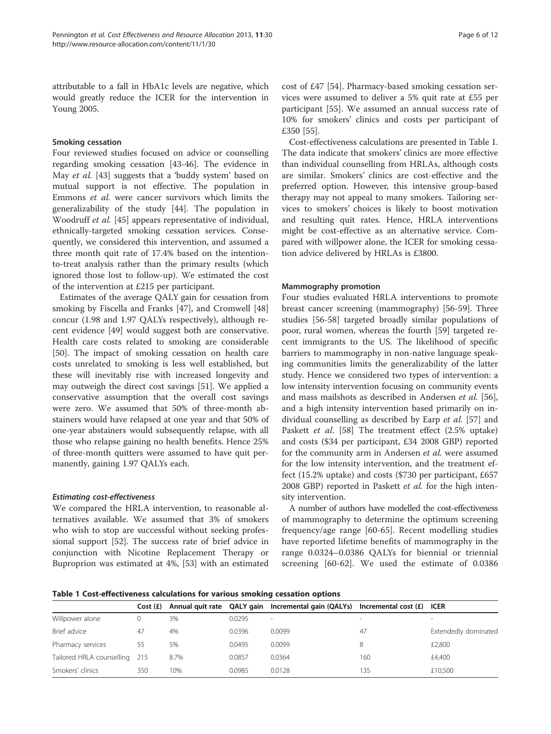attributable to a fall in HbA1c levels are negative, which would greatly reduce the ICER for the intervention in Young 2005.

### Smoking cessation

Four reviewed studies focused on advice or counselling regarding smoking cessation [43-46]. The evidence in May *et al.* [43] suggests that a 'buddy system' based on mutual support is not effective. The population in Emmons *et al.* were cancer survivors which limits the generalizability of the study [44]. The population in Woodruff *et al.* [45] appears representative of individual, ethnically-targeted smoking cessation services. Consequently, we considered this intervention, and assumed a three month quit rate of 17.4% based on the intention-to-treat analysis rather than the primary results (which ignored those lost to follow-up). We estimated the cost of the intervention at £215 per participant.

Estimates of the average QALY gain for cessation from smoking by Fiscella and Franks [47], and Cromwell [48] concur (1.98 and 1.97 QALYs respectively), although recent evidence [49] would suggest both are conservative. Health care costs related to smoking are considerable [50]. The impact of smoking cessation on health care costs unrelated to smoking is less well established, but these will inevitably rise with increased longevity and may outweigh the direct cost savings [51]. We applied a conservative assumption that the overall cost savings were zero. We assumed that 50% of three-month abstainers would have relapsed at one year and that 50% of one-year abstainers would subsequently relapse, with all those who relapse gaining no health benefits. Hence 25% of three-month quitters were assumed to have quit permanently, gaining 1.97 QALYs each.

#### *Estimating cost-effectiveness*

We compared the HRLA intervention, to reasonable alternatives available. We assumed that 3% of smokers who wish to stop are successful without seeking professional support [52]. The success rate of brief advice in conjunction with Nicotine Replacement Therapy or Buproprion was estimated at 4%, [53] with an estimated cost of £47 [54]. Pharmacy-based smoking cessation services were assumed to deliver a 5% quit rate at £55 per participant [55]. We assumed an annual success rate of 10% for smokers' clinics and costs per participant of £350 [55].

Cost-effectiveness calculations are presented in Table 1. The data indicate that smokers' clinics are more effective than individual counselling from HRLAs, although costs are similar. Smokers' clinics are cost-effective and the preferred option. However, this intensive group-based therapy may not appeal to many smokers. Tailoring services to smokers' choices is likely to boost motivation and resulting quit rates. Hence, HRLA interventions might be cost-effective as an alternative service. Compared with willpower alone, the ICER for smoking cessation advice delivered by HRLAs is £3800.

### Mammography promotion

Four studies evaluated HRLA interventions to promote breast cancer screening (mammography) [56-59]. Three studies [56-58] targeted broadly similar populations of poor, rural women, whereas the fourth [59] targeted recent immigrants to the US. The likelihood of specific barriers to mammography in non-native language speaking communities limits the generalizability of the latter study. Hence we considered two types of intervention: a low intensity intervention focusing on community events and mass mailshots as described in Andersen *et al.* [56], and a high intensity intervention based primarily on individual counselling as described by Earp *et al.* [57] and Paskett *et al.* [58] The treatment effect (2.5% uptake) and costs ($34 per participant, £34 2008 GBP) reported for the community arm in Andersen *et al.* were assumed for the low intensity intervention, and the treatment effect (15.2% uptake) and costs ($730 per participant, £657 2008 GBP) reported in Paskett *et al.* for the high intensity intervention.

A number of authors have modelled the cost-effectiveness of mammography to determine the optimum screening frequency/age range [60-65]. Recent modelling studies have reported lifetime benefits of mammography in the range 0.0324–0.0386 QALYs for biennial or triennial screening [60-62]. We used the estimate of 0.0386

**Table 1 Cost-effectiveness calculations for various smoking cessation options**

| | Cost (£) | Annual quit rate | QALY gain | Incremental gain (QALYs) | Incremental cost (£) | ICER |
|---|---|---|---|---|---|---|
| Willpower alone | 0 | 3% | 0.0295 | - | - | - |
| Brief advice | 47 | 4% | 0.0396 | 0.0099 | 47 | Extendedly dominated |
| Pharmacy services | 55 | 5% | 0.0495 | 0.0099 | 8 | £2,800 |
| Tailored HRLA counselling | 215 | 8.7% | 0.0857 | 0.0364 | 160 | £4,400 |
| Smokers' clinics | 350 | 10% | 0.0985 | 0.0128 | 135 | £10,500 |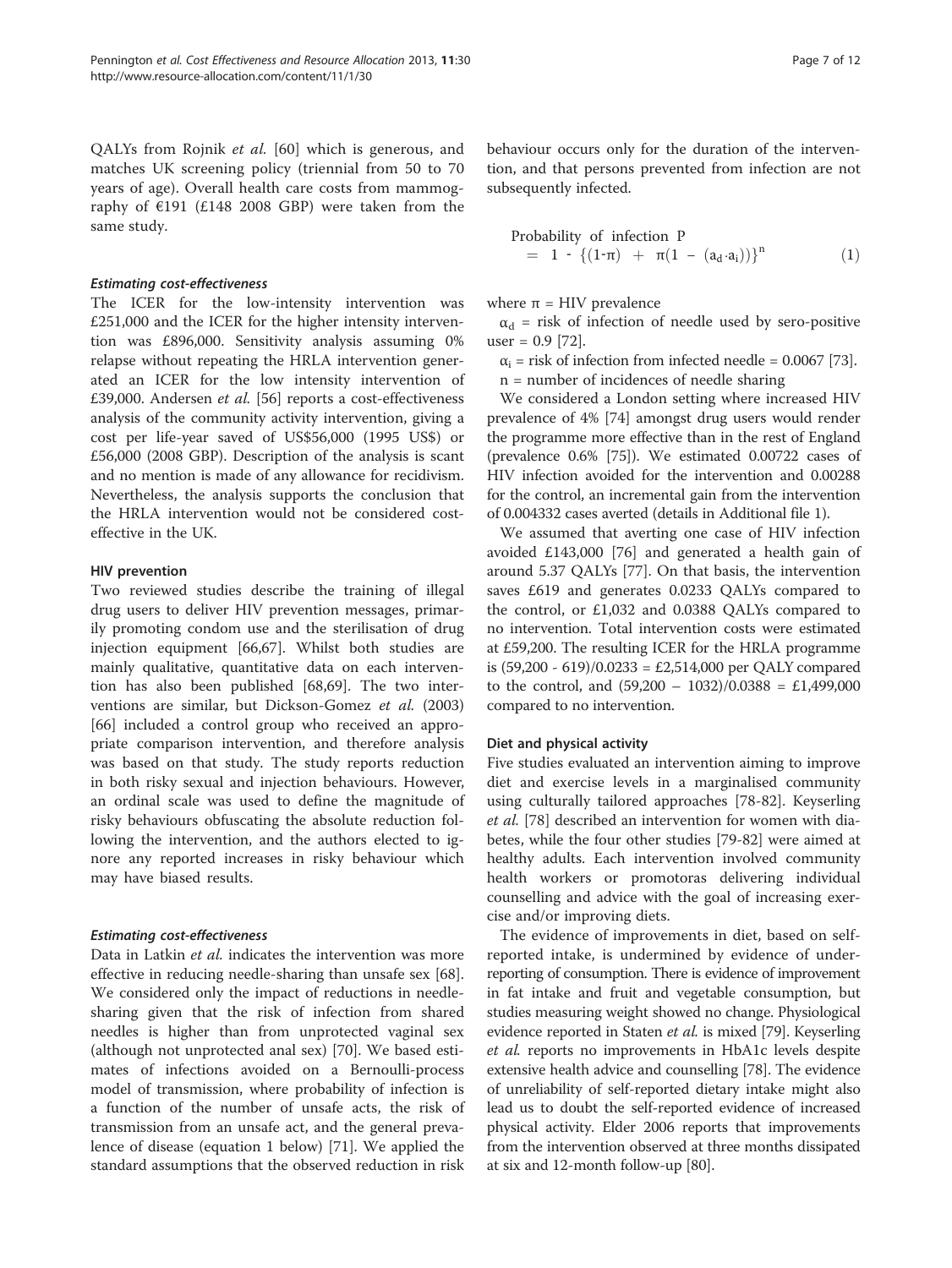QALYs from Rojnik *et al.* [60] which is generous, and matches UK screening policy (triennial from 50 to 70 years of age). Overall health care costs from mammography of €191 (£148 2008 GBP) were taken from the same study.

#### *Estimating cost-effectiveness*

The ICER for the low-intensity intervention was £251,000 and the ICER for the higher intensity intervention was £896,000. Sensitivity analysis assuming 0% relapse without repeating the HRLA intervention generated an ICER for the low intensity intervention of £39,000. Andersen *et al.* [56] reports a cost-effectiveness analysis of the community activity intervention, giving a cost per life-year saved of US$56,000 (1995 US$) or £56,000 (2008 GBP). Description of the analysis is scant and no mention is made of any allowance for recidivism. Nevertheless, the analysis supports the conclusion that the HRLA intervention would not be considered cost-effective in the UK.

### HIV prevention

Two reviewed studies describe the training of illegal drug users to deliver HIV prevention messages, primarily promoting condom use and the sterilisation of drug injection equipment [66,67]. Whilst both studies are mainly qualitative, quantitative data on each intervention has also been published [68,69]. The two interventions are similar, but Dickson-Gomez *et al.* (2003) [66] included a control group who received an appropriate comparison intervention, and therefore analysis was based on that study. The study reports reduction in both risky sexual and injection behaviours. However, an ordinal scale was used to define the magnitude of risky behaviours obfuscating the absolute reduction following the intervention, and the authors elected to ignore any reported increases in risky behaviour which may have biased results.

#### *Estimating cost-effectiveness*

Data in Latkin *et al.* indicates the intervention was more effective in reducing needle-sharing than unsafe sex [68]. We considered only the impact of reductions in needle-sharing given that the risk of infection from shared needles is higher than from unprotected vaginal sex (although not unprotected anal sex) [70]. We based estimates of infections avoided on a Bernoulli-process model of transmission, where probability of infection is a function of the number of unsafe acts, the risk of transmission from an unsafe act, and the general prevalence of disease (equation 1 below) [71]. We applied the standard assumptions that the observed reduction in risk behaviour occurs only for the duration of the intervention, and that persons prevented from infection are not subsequently infected.

$$\text{Probability of infection } P = 1 - \{(1-\pi) + \pi(1 - (a_d \cdot a_i))\}^n \quad (1)$$

where $\pi$ = HIV prevalence

$\alpha_d$ = risk of infection of needle used by sero-positive user = 0.9 [72].

$\alpha_i$ = risk of infection from infected needle = 0.0067 [73].

n = number of incidences of needle sharing

We considered a London setting where increased HIV prevalence of 4% [74] amongst drug users would render the programme more effective than in the rest of England (prevalence 0.6% [75]). We estimated 0.00722 cases of HIV infection avoided for the intervention and 0.00288 for the control, an incremental gain from the intervention of 0.004332 cases averted (details in Additional file 1).

We assumed that averting one case of HIV infection avoided £143,000 [76] and generated a health gain of around 5.37 QALYs [77]. On that basis, the intervention saves £619 and generates 0.0233 QALYs compared to the control, or £1,032 and 0.0388 QALYs compared to no intervention. Total intervention costs were estimated at £59,200. The resulting ICER for the HRLA programme is (59,200 - 619)/0.0233 = £2,514,000 per QALY compared to the control, and (59,200 − 1032)/0.0388 = £1,499,000 compared to no intervention.

### Diet and physical activity

Five studies evaluated an intervention aiming to improve diet and exercise levels in a marginalised community using culturally tailored approaches [78-82]. Keyserling *et al.* [78] described an intervention for women with diabetes, while the four other studies [79-82] were aimed at healthy adults. Each intervention involved community health workers or promotoras delivering individual counselling and advice with the goal of increasing exercise and/or improving diets.

The evidence of improvements in diet, based on self-reported intake, is undermined by evidence of under-reporting of consumption. There is evidence of improvement in fat intake and fruit and vegetable consumption, but studies measuring weight showed no change. Physiological evidence reported in Staten *et al.* is mixed [79]. Keyserling *et al.* reports no improvements in HbA1c levels despite extensive health advice and counselling [78]. The evidence of unreliability of self-reported dietary intake might also lead us to doubt the self-reported evidence of increased physical activity. Elder 2006 reports that improvements from the intervention observed at three months dissipated at six and 12-month follow-up [80].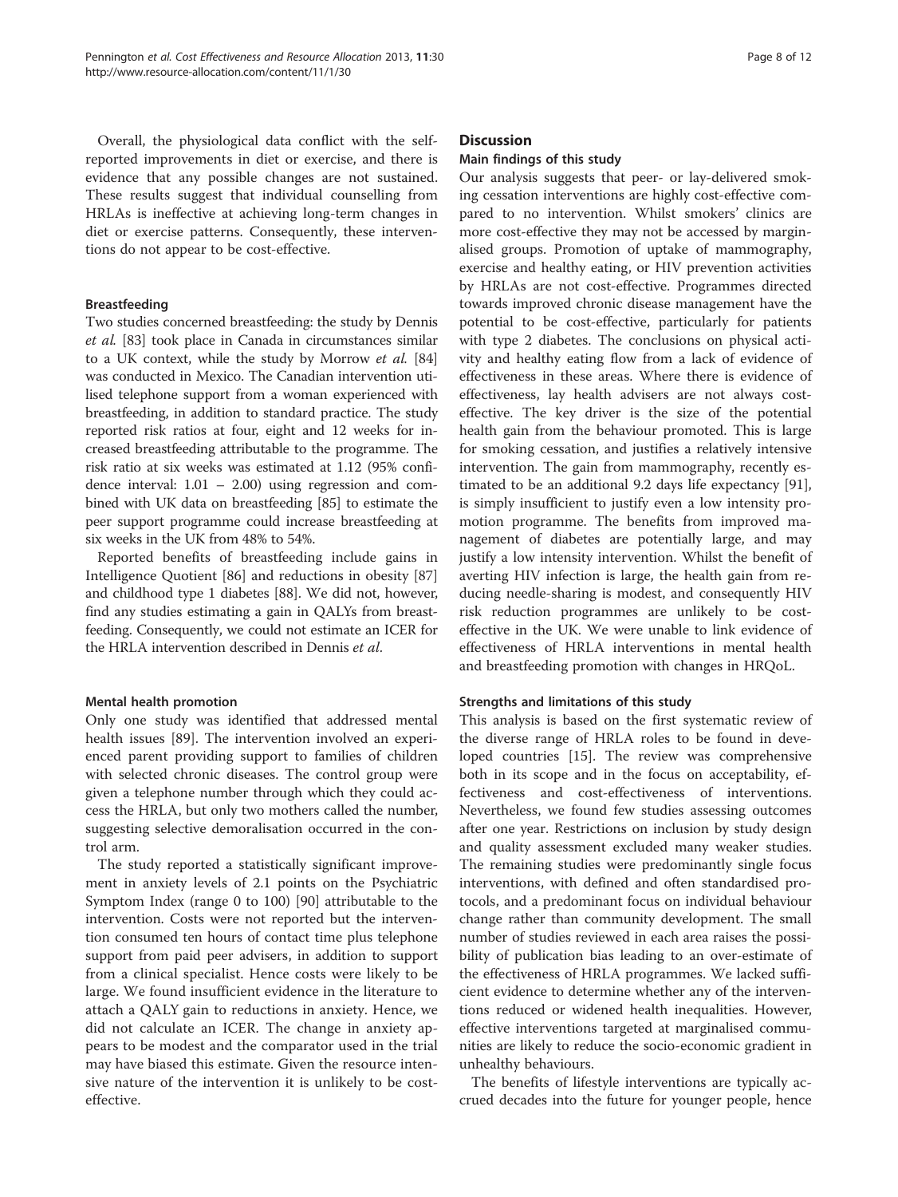Overall, the physiological data conflict with the self-reported improvements in diet or exercise, and there is evidence that any possible changes are not sustained. These results suggest that individual counselling from HRLAs is ineffective at achieving long-term changes in diet or exercise patterns. Consequently, these interventions do not appear to be cost-effective.

#### Breastfeeding

Two studies concerned breastfeeding: the study by Dennis *et al.* [83] took place in Canada in circumstances similar to a UK context, while the study by Morrow *et al.* [84] was conducted in Mexico. The Canadian intervention utilised telephone support from a woman experienced with breastfeeding, in addition to standard practice. The study reported risk ratios at four, eight and 12 weeks for increased breastfeeding attributable to the programme. The risk ratio at six weeks was estimated at 1.12 (95% confidence interval: 1.01 – 2.00) using regression and combined with UK data on breastfeeding [85] to estimate the peer support programme could increase breastfeeding at six weeks in the UK from 48% to 54%.

Reported benefits of breastfeeding include gains in Intelligence Quotient [86] and reductions in obesity [87] and childhood type 1 diabetes [88]. We did not, however, find any studies estimating a gain in QALYs from breastfeeding. Consequently, we could not estimate an ICER for the HRLA intervention described in Dennis *et al.*

#### Mental health promotion

Only one study was identified that addressed mental health issues [89]. The intervention involved an experienced parent providing support to families of children with selected chronic diseases. The control group were given a telephone number through which they could access the HRLA, but only two mothers called the number, suggesting selective demoralisation occurred in the control arm.

The study reported a statistically significant improvement in anxiety levels of 2.1 points on the Psychiatric Symptom Index (range 0 to 100) [90] attributable to the intervention. Costs were not reported but the intervention consumed ten hours of contact time plus telephone support from paid peer advisers, in addition to support from a clinical specialist. Hence costs were likely to be large. We found insufficient evidence in the literature to attach a QALY gain to reductions in anxiety. Hence, we did not calculate an ICER. The change in anxiety appears to be modest and the comparator used in the trial may have biased this estimate. Given the resource intensive nature of the intervention it is unlikely to be cost-effective.

## Discussion

### Main findings of this study

Our analysis suggests that peer- or lay-delivered smoking cessation interventions are highly cost-effective compared to no intervention. Whilst smokers' clinics are more cost-effective they may not be accessed by marginalised groups. Promotion of uptake of mammography, exercise and healthy eating, or HIV prevention activities by HRLAs are not cost-effective. Programmes directed towards improved chronic disease management have the potential to be cost-effective, particularly for patients with type 2 diabetes. The conclusions on physical activity and healthy eating flow from a lack of evidence of effectiveness in these areas. Where there is evidence of effectiveness, lay health advisers are not always cost-effective. The key driver is the size of the potential health gain from the behaviour promoted. This is large for smoking cessation, and justifies a relatively intensive intervention. The gain from mammography, recently estimated to be an additional 9.2 days life expectancy [91], is simply insufficient to justify even a low intensity promotion programme. The benefits from improved management of diabetes are potentially large, and may justify a low intensity intervention. Whilst the benefit of averting HIV infection is large, the health gain from reducing needle-sharing is modest, and consequently HIV risk reduction programmes are unlikely to be cost-effective in the UK. We were unable to link evidence of effectiveness of HRLA interventions in mental health and breastfeeding promotion with changes in HRQoL.

### Strengths and limitations of this study

This analysis is based on the first systematic review of the diverse range of HRLA roles to be found in developed countries [15]. The review was comprehensive both in its scope and in the focus on acceptability, effectiveness and cost-effectiveness of interventions. Nevertheless, we found few studies assessing outcomes after one year. Restrictions on inclusion by study design and quality assessment excluded many weaker studies. The remaining studies were predominantly single focus interventions, with defined and often standardised protocols, and a predominant focus on individual behaviour change rather than community development. The small number of studies reviewed in each area raises the possibility of publication bias leading to an over-estimate of the effectiveness of HRLA programmes. We lacked sufficient evidence to determine whether any of the interventions reduced or widened health inequalities. However, effective interventions targeted at marginalised communities are likely to reduce the socio-economic gradient in unhealthy behaviours.

The benefits of lifestyle interventions are typically accrued decades into the future for younger people, hence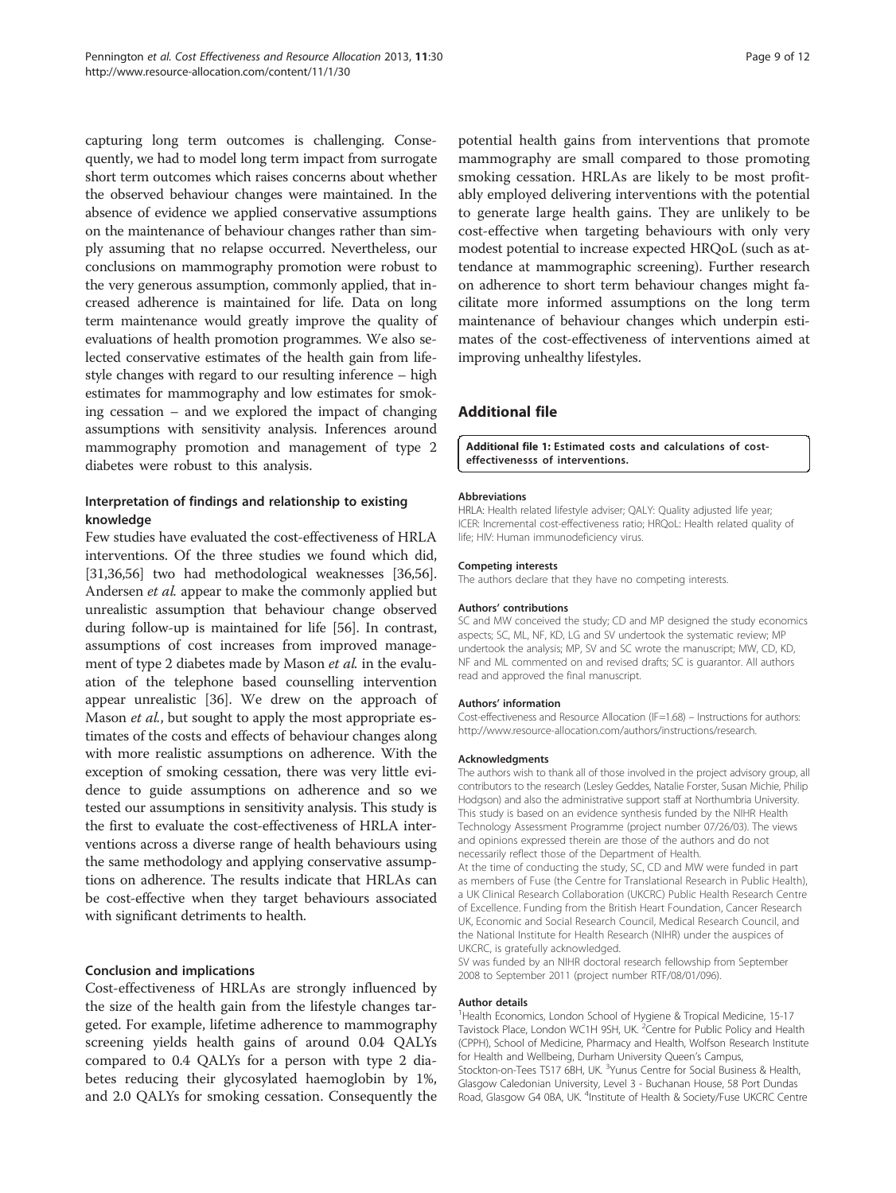capturing long term outcomes is challenging. Consequently, we had to model long term impact from surrogate short term outcomes which raises concerns about whether the observed behaviour changes were maintained. In the absence of evidence we applied conservative assumptions on the maintenance of behaviour changes rather than simply assuming that no relapse occurred. Nevertheless, our conclusions on mammography promotion were robust to the very generous assumption, commonly applied, that increased adherence is maintained for life. Data on long term maintenance would greatly improve the quality of evaluations of health promotion programmes. We also selected conservative estimates of the health gain from lifestyle changes with regard to our resulting inference – high estimates for mammography and low estimates for smoking cessation – and we explored the impact of changing assumptions with sensitivity analysis. Inferences around mammography promotion and management of type 2 diabetes were robust to this analysis.

### Interpretation of findings and relationship to existing knowledge

Few studies have evaluated the cost-effectiveness of HRLA interventions. Of the three studies we found which did, [31,36,56] two had methodological weaknesses [36,56]. Andersen *et al.* appear to make the commonly applied but unrealistic assumption that behaviour change observed during follow-up is maintained for life [56]. In contrast, assumptions of cost increases from improved management of type 2 diabetes made by Mason *et al.* in the evaluation of the telephone based counselling intervention appear unrealistic [36]. We drew on the approach of Mason *et al.*, but sought to apply the most appropriate estimates of the costs and effects of behaviour changes along with more realistic assumptions on adherence. With the exception of smoking cessation, there was very little evidence to guide assumptions on adherence and so we tested our assumptions in sensitivity analysis. This study is the first to evaluate the cost-effectiveness of HRLA interventions across a diverse range of health behaviours using the same methodology and applying conservative assumptions on adherence. The results indicate that HRLAs can be cost-effective when they target behaviours associated with significant detriments to health.

### Conclusion and implications

Cost-effectiveness of HRLAs are strongly influenced by the size of the health gain from the lifestyle changes targeted. For example, lifetime adherence to mammography screening yields health gains of around 0.04 QALYs compared to 0.4 QALYs for a person with type 2 diabetes reducing their glycosylated haemoglobin by 1%, and 2.0 QALYs for smoking cessation. Consequently the potential health gains from interventions that promote mammography are small compared to those promoting smoking cessation. HRLAs are likely to be most profitably employed delivering interventions with the potential to generate large health gains. They are unlikely to be cost-effective when targeting behaviours with only very modest potential to increase expected HRQoL (such as attendance at mammographic screening). Further research on adherence to short term behaviour changes might facilitate more informed assumptions on the long term maintenance of behaviour changes which underpin estimates of the cost-effectiveness of interventions aimed at improving unhealthy lifestyles.

## Additional file

**Additional file 1: Estimated costs and calculations of cost-effectivenesss of interventions.**

#### Abbreviations

HRLA: Health related lifestyle adviser; QALY: Quality adjusted life year; ICER: Incremental cost-effectiveness ratio; HRQoL: Health related quality of life; HIV: Human immunodeficiency virus.

#### Competing interests

The authors declare that they have no competing interests.

#### Authors' contributions

SC and MW conceived the study; CD and MP designed the study economics aspects; SC, ML, NF, KD, LG and SV undertook the systematic review; MP undertook the analysis; MP, SV and SC wrote the manuscript; MW, CD, KD, NF and ML commented on and revised drafts; SC is guarantor. All authors read and approved the final manuscript.

#### Authors' information

Cost-effectiveness and Resource Allocation (IF=1.68) – Instructions for authors: http://www.resource-allocation.com/authors/instructions/research.

#### Acknowledgments

The authors wish to thank all of those involved in the project advisory group, all contributors to the research (Lesley Geddes, Natalie Forster, Susan Michie, Philip Hodgson) and also the administrative support staff at Northumbria University. This study is based on an evidence synthesis funded by the NIHR Health Technology Assessment Programme (project number 07/26/03). The views and opinions expressed therein are those of the authors and do not necessarily reflect those of the Department of Health.

At the time of conducting the study, SC, CD and MW were funded in part as members of Fuse (the Centre for Translational Research in Public Health), a UK Clinical Research Collaboration (UKCRC) Public Health Research Centre of Excellence. Funding from the British Heart Foundation, Cancer Research UK, Economic and Social Research Council, Medical Research Council, and the National Institute for Health Research (NIHR) under the auspices of UKCRC, is gratefully acknowledged.

SV was funded by an NIHR doctoral research fellowship from September 2008 to September 2011 (project number RTF/08/01/096).

#### Author details

[1]Health Economics, London School of Hygiene & Tropical Medicine, 15-17 Tavistock Place, London WC1H 9SH, UK. [2]Centre for Public Policy and Health (CPPH), School of Medicine, Pharmacy and Health, Wolfson Research Institute for Health and Wellbeing, Durham University Queen's Campus, Stockton-on-Tees TS17 6BH, UK. [3]Yunus Centre for Social Business & Health, Glasgow Caledonian University, Level 3 - Buchanan House, 58 Port Dundas Road, Glasgow G4 0BA, UK. [4]Institute of Health & Society/Fuse UKCRC Centre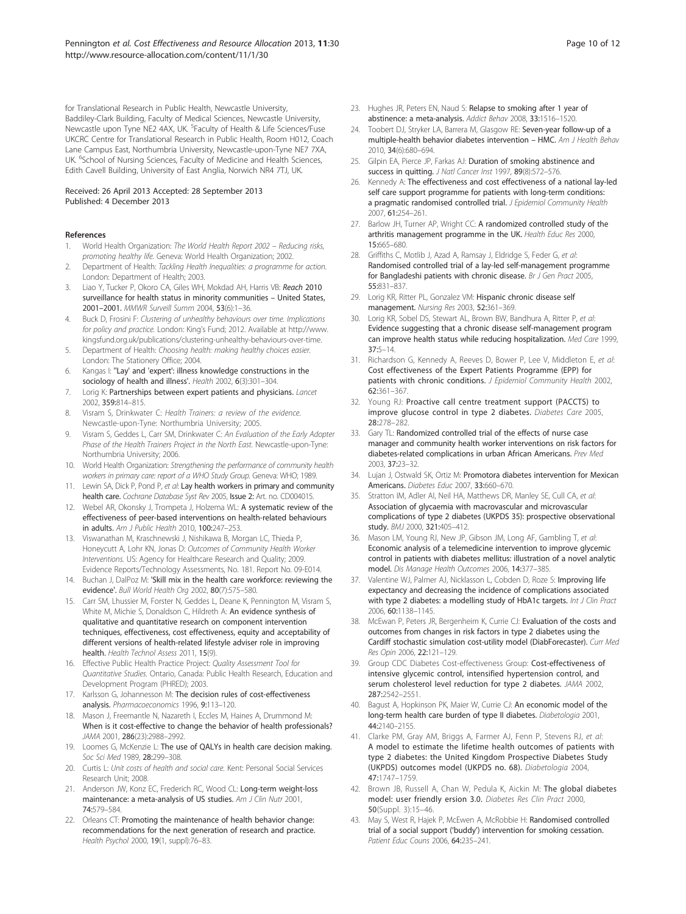for Translational Research in Public Health, Newcastle University, Baddiley-Clark Building, Faculty of Medical Sciences, Newcastle University, Newcastle upon Tyne NE2 4AX, UK. [5]Faculty of Health & Life Sciences/Fuse UKCRC Centre for Translational Research in Public Health, Room H012, Coach Lane Campus East, Northumbria University, Newcastle-upon-Tyne NE7 7XA, UK. [6]School of Nursing Sciences, Faculty of Medicine and Health Sciences, Edith Cavell Building, University of East Anglia, Norwich NR4 7TJ, UK.

Received: 26 April 2013 Accepted: 28 September 2013
Published: 4 December 2013

## References

1. World Health Organization: *The World Health Report 2002 – Reducing risks, promoting healthy life.* Geneva: World Health Organization; 2002.
2. Department of Health: *Tackling Health Inequalities: a programme for action.* London: Department of Health; 2003.
3. Liao Y, Tucker P, Okoro CA, Giles WH, Mokdad AH, Harris VB: **Reach 2010 surveillance for health status in minority communities – United States, 2001–2001.** *MMWR Surveill Summ* 2004, **53**(6):1–36.
4. Buck D, Frosini F: *Clustering of unhealthy behaviours over time. Implications for policy and practice.* London: King's Fund; 2012. Available at http://www.kingsfund.org.uk/publications/clustering-unhealthy-behaviours-over-time.
5. Department of Health: *Choosing health: making healthy choices easier.* London: The Stationery Office; 2004.
6. Kangas I: **''Lay' and 'expert': illness knowledge constructions in the sociology of health and illness'.** *Health* 2002, **6**(3):301–304.
7. Lorig K: **Partnerships between expert patients and physicians.** *Lancet* 2002, **359**:814–815.
8. Visram S, Drinkwater C: *Health Trainers: a review of the evidence.* Newcastle-upon-Tyne: Northumbria University; 2005.
9. Visram S, Geddes L, Carr SM, Drinkwater C: *An Evaluation of the Early Adopter Phase of the Health Trainers Project in the North East.* Newcastle-upon-Tyne: Northumbria University; 2006.
10. World Health Organization: *Strengthening the performance of community health workers in primary care: report of a WHO Study Group.* Geneva: WHO; 1989.
11. Lewin SA, Dick P, Pond P, *et al*: **Lay health workers in primary and community health care.** *Cochrane Database Syst Rev* 2005, **Issue 2:** Art. no. CD004015.
12. Webel AR, Okonsky J, Trompeta J, Holzema WL: **A systematic review of the effectiveness of peer-based interventions on health-related behaviours in adults.** *Am J Public Health* 2010, **100**:247–253.
13. Viswanathan M, Kraschnewski J, Nishikawa B, Morgan LC, Thieda P, Honeycutt A, Lohr KN, Jonas D: *Outcomes of Community Health Worker Interventions.* US: Agency for Healthcare Research and Quality; 2009. Evidence Reports/Technology Assessments, No. 181. Report No. 09-E014.
14. Buchan J, DalPoz M: **'Skill mix in the health care workforce: reviewing the evidence'.** *Bull World Health Org* 2002, **80**(7):575–580.
15. Carr SM, Lhussier M, Forster N, Geddes L, Deane K, Pennington M, Visram S, White M, Michie S, Donaldson C, Hildreth A: **An evidence synthesis of qualitative and quantitative research on component intervention techniques, effectiveness, cost effectiveness, equity and acceptability of different versions of health-related lifestyle adviser role in improving health.** *Health Technol Assess* 2011, **15**(9).
16. Effective Public Health Practice Project: *Quality Assessment Tool for Quantitative Studies.* Ontario, Canada: Public Health Research, Education and Development Program (PHRED); 2003.
17. Karlsson G, Johannesson M: **The decision rules of cost-effectiveness analysis.** *Pharmacoeconomics* 1996, **9**:113–120.
18. Mason J, Freemantle N, Nazareth I, Eccles M, Haines A, Drummond M: **When is it cost-effective to change the behavior of health professionals?** *JAMA* 2001, **286**(23):2988–2992.
19. Loomes G, McKenzie L: **The use of QALYs in health care decision making.** *Soc Sci Med* 1989, **28**:299–308.
20. Curtis L: *Unit costs of health and social care.* Kent: Personal Social Services Research Unit; 2008.
21. Anderson JW, Konz EC, Frederich RC, Wood CL: **Long-term weight-loss maintenance: a meta-analysis of US studies.** *Am J Clin Nutr* 2001, **74**:579–584.
22. Orleans CT: **Promoting the maintenance of health behavior change: recommendations for the next generation of research and practice.** *Health Psychol* 2000, **19**(1, suppl):76–83.
23. Hughes JR, Peters EN, Naud S: **Relapse to smoking after 1 year of abstinence: a meta-analysis.** *Addict Behav* 2008, **33**:1516–1520.
24. Toobert DJ, Stryker LA, Barrera M, Glasgow RE: **Seven-year follow-up of a multiple-health behavior diabetes intervention – HMC.** *Am J Health Behav* 2010, **34**(6):680–694.
25. Gilpin EA, Pierce JP, Farkas AJ: **Duration of smoking abstinence and success in quitting.** *J Natl Cancer Inst* 1997, **89**(8):572–576.
26. Kennedy A: **The effectiveness and cost effectiveness of a national lay-led self care support programme for patients with long-term conditions: a pragmatic randomised controlled trial.** *J Epidemiol Community Health* 2007, **61**:254–261.
27. Barlow JH, Turner AP, Wright CC: **A randomized controlled study of the arthritis management programme in the UK.** *Health Educ Res* 2000, **15**:665–680.
28. Griffiths C, Motlib J, Azad A, Ramsay J, Eldridge S, Feder G, *et al*: **Randomised controlled trial of a lay-led self-management programme for Bangladeshi patients with chronic disease.** *Br J Gen Pract* 2005, **55**:831–837.
29. Lorig KR, Ritter PL, Gonzalez VM: **Hispanic chronic disease self management.** *Nursing Res* 2003, **52**:361–369.
30. Lorig KR, Sobel DS, Stewart AL, Brown BW, Bandhura A, Ritter P, *et al*: **Evidence suggesting that a chronic disease self-management program can improve health status while reducing hospitalization.** *Med Care* 1999, **37**:5–14.
31. Richardson G, Kennedy A, Reeves D, Bower P, Lee V, Middleton E, *et al*: **Cost effectiveness of the Expert Patients Programme (EPP) for patients with chronic conditions.** *J Epidemiol Community Health* 2002, **62**:361–367.
32. Young RJ: **Proactive call centre treatment support (PACCTS) to improve glucose control in type 2 diabetes.** *Diabetes Care* 2005, **28**:278–282.
33. Gary TL: **Randomized controlled trial of the effects of nurse case manager and community health worker interventions on risk factors for diabetes-related complications in urban African Americans.** *Prev Med* 2003, **37**:23–32.
34. Lujan J, Ostwald SK, Ortiz M: **Promotora diabetes intervention for Mexican Americans.** *Diabetes Educ* 2007, **33**:660–670.
35. Stratton IM, Adler AI, Neil HA, Matthews DR, Manley SE, Cull CA, *et al*: **Association of glycaemia with macrovascular and microvascular complications of type 2 diabetes (UKPDS 35): prospective observational study.** *BMJ* 2000, **321**:405–412.
36. Mason LM, Young RJ, New JP, Gibson JM, Long AF, Gambling T, *et al*: **Economic analysis of a telemedicine intervention to improve glycemic control in patients with diabetes mellitus: illustration of a novel analytic model.** *Dis Manage Health Outcomes* 2006, **14**:377–385.
37. Valentine WJ, Palmer AJ, Nicklasson L, Cobden D, Roze S: **Improving life expectancy and decreasing the incidence of complications associated with type 2 diabetes: a modelling study of HbA1c targets.** *Int J Clin Pract* 2006, **60**:1138–1145.
38. McEwan P, Peters JR, Bergenheim K, Currie CJ: **Evaluation of the costs and outcomes from changes in risk factors in type 2 diabetes using the Cardiff stochastic simulation cost-utility model (DiabForecaster).** *Curr Med Res Opin* 2006, **22**:121–129.
39. Group CDC Diabetes Cost-effectiveness Group: **Cost-effectiveness of intensive glycemic control, intensified hypertension control, and serum cholesterol level reduction for type 2 diabetes.** *JAMA* 2002, **287**:2542–2551.
40. Bagust A, Hopkinson PK, Maier W, Currie CJ: **An economic model of the long-term health care burden of type II diabetes.** *Diabetologia* 2001, **44**:2140–2155.
41. Clarke PM, Gray AM, Briggs A, Farmer AJ, Fenn P, Stevens RJ, *et al*: **A model to estimate the lifetime health outcomes of patients with type 2 diabetes: the United Kingdom Prospective Diabetes Study (UKPDS) outcomes model (UKPDS no. 68).** *Diabetologia* 2004, **47**:1747–1759.
42. Brown JB, Russell A, Chan W, Pedula K, Aickin M: **The global diabetes model: user friendly ersion 3.0.** *Diabetes Res Clin Pract* 2000, **50**(Suppl. 3):15–46.
43. May S, West R, Hajek P, McEwen A, McRobbie H: **Randomised controlled trial of a social support ('buddy') intervention for smoking cessation.** *Patient Educ Couns* 2006, **64**:235–241.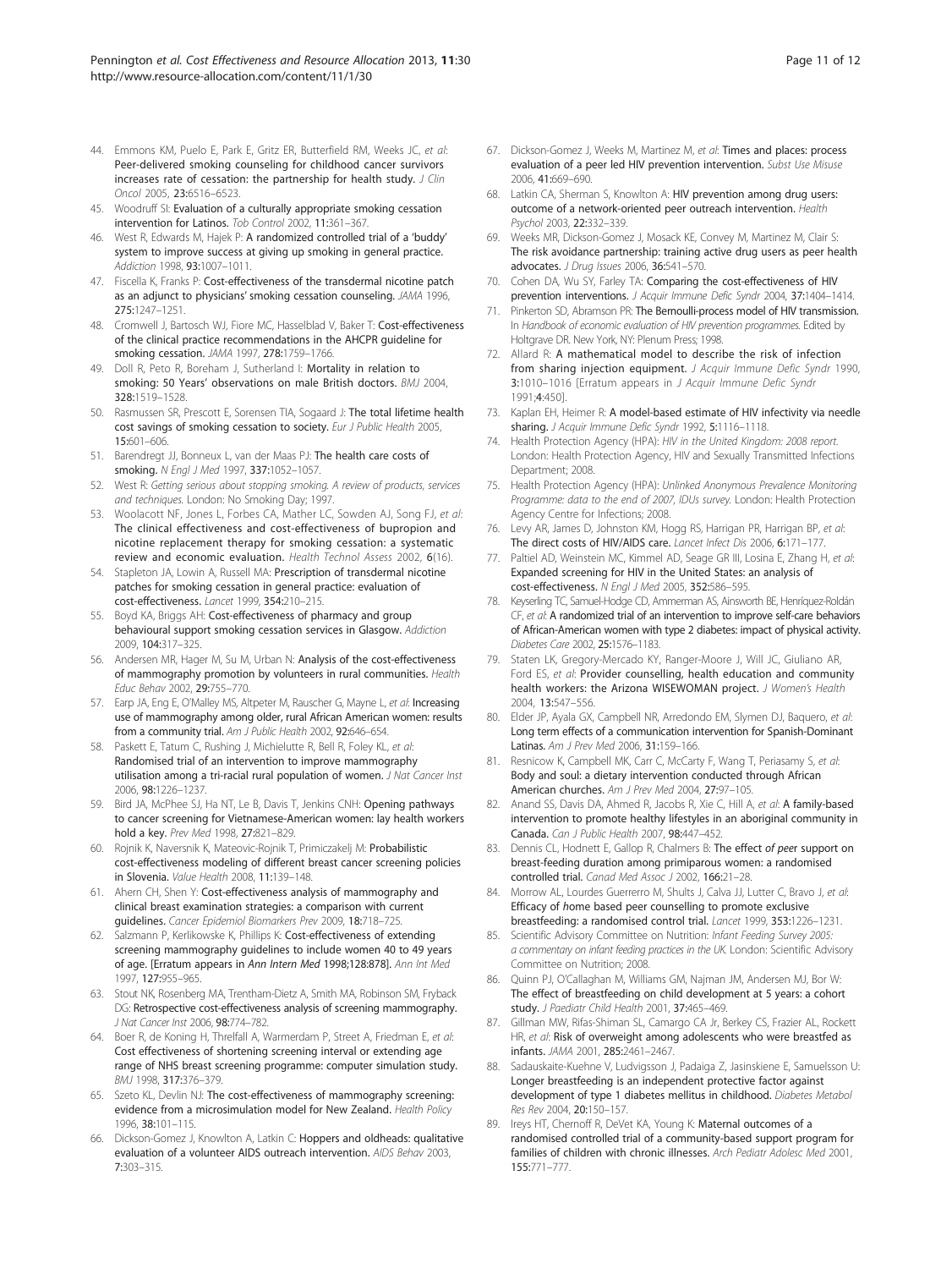44. Emmons KM, Puelo E, Park E, Gritz ER, Butterfield RM, Weeks JC, *et al*: **Peer-delivered smoking counseling for childhood cancer survivors increases rate of cessation: the partnership for health study.** *J Clin Oncol* 2005, **23:**6516–6523.
45. Woodruff SI: **Evaluation of a culturally appropriate smoking cessation intervention for Latinos.** *Tob Control* 2002, **11:**361–367.
46. West R, Edwards M, Hajek P: **A randomized controlled trial of a 'buddy' system to improve success at giving up smoking in general practice.** *Addiction* 1998, **93:**1007–1011.
47. Fiscella K, Franks P: **Cost-effectiveness of the transdermal nicotine patch as an adjunct to physicians' smoking cessation counseling.** *JAMA* 1996, **275:**1247–1251.
48. Cromwell J, Bartosch WJ, Fiore MC, Hasselblad V, Baker T: **Cost-effectiveness of the clinical practice recommendations in the AHCPR guideline for smoking cessation.** *JAMA* 1997, **278:**1759–1766.
49. Doll R, Peto R, Boreham J, Sutherland I: **Mortality in relation to smoking: 50 Years' observations on male British doctors.** *BMJ* 2004, **328:**1519–1528.
50. Rasmussen SR, Prescott E, Sorensen TIA, Sogaard J: **The total lifetime health cost savings of smoking cessation to society.** *Eur J Public Health* 2005, **15:**601–606.
51. Barendregt JJ, Bonneux L, van der Maas PJ: **The health care costs of smoking.** *N Engl J Med* 1997, **337:**1052–1057.
52. West R: *Getting serious about stopping smoking. A review of products, services and techniques.* London: No Smoking Day; 1997.
53. Woolacott NF, Jones L, Forbes CA, Mather LC, Sowden AJ, Song FJ, *et al*: **The clinical effectiveness and cost-effectiveness of bupropion and nicotine replacement therapy for smoking cessation: a systematic review and economic evaluation.** *Health Technol Assess* 2002, **6**(16).
54. Stapleton JA, Lowin A, Russell MA: **Prescription of transdermal nicotine patches for smoking cessation in general practice: evaluation of cost-effectiveness.** *Lancet* 1999, **354:**210–215.
55. Boyd KA, Briggs AH: **Cost-effectiveness of pharmacy and group behavioural support smoking cessation services in Glasgow.** *Addiction* 2009, **104:**317–325.
56. Andersen MR, Hager M, Su M, Urban N: **Analysis of the cost-effectiveness of mammography promotion by volunteers in rural communities.** *Health Educ Behav* 2002, **29:**755–770.
57. Earp JA, Eng E, O'Malley MS, Altpeter M, Rauscher G, Mayne L, *et al*: **Increasing use of mammography among older, rural African American women: results from a community trial.** *Am J Public Health* 2002, **92:**646–654.
58. Paskett E, Tatum C, Rushing J, Michielutte R, Bell R, Foley KL, *et al*: **Randomised trial of an intervention to improve mammography utilisation among a tri-racial rural population of women.** *J Nat Cancer Inst* 2006, **98:**1226–1237.
59. Bird JA, McPhee SJ, Ha NT, Le B, Davis T, Jenkins CNH: **Opening pathways to cancer screening for Vietnamese-American women: lay health workers hold a key.** *Prev Med* 1998, **27:**821–829.
60. Rojnik K, Naversnik K, Mateovic-Rojnik T, Primiczakelj M: **Probabilistic cost-effectiveness modeling of different breast cancer screening policies in Slovenia.** *Value Health* 2008, **11:**139–148.
61. Ahern CH, Shen Y: **Cost-effectiveness analysis of mammography and clinical breast examination strategies: a comparison with current guidelines.** *Cancer Epidemiol Biomarkers Prev* 2009, **18:**718–725.
62. Salzmann P, Kerlikowske K, Phillips K: **Cost-effectiveness of extending screening mammography guidelines to include women 40 to 49 years of age. [Erratum appears in** *Ann Intern Med* **1998;128:878].** *Ann Int Med* 1997, **127:**955–965.
63. Stout NK, Rosenberg MA, Trentham-Dietz A, Smith MA, Robinson SM, Fryback DG: **Retrospective cost-effectiveness analysis of screening mammography.** *J Nat Cancer Inst* 2006, **98:**774–782.
64. Boer R, de Koning H, Threlfall A, Warmerdam P, Street A, Friedman E, *et al*: **Cost effectiveness of shortening screening interval or extending age range of NHS breast screening programme: computer simulation study.** *BMJ* 1998, **317:**376–379.
65. Szeto KL, Devlin NJ: **The cost-effectiveness of mammography screening: evidence from a microsimulation model for New Zealand.** *Health Policy* 1996, **38:**101–115.
66. Dickson-Gomez J, Knowlton A, Latkin C: **Hoppers and oldheads: qualitative evaluation of a volunteer AIDS outreach intervention.** *AIDS Behav* 2003, **7:**303–315.
67. Dickson-Gomez J, Weeks M, Martinez M, *et al*: **Times and places: process evaluation of a peer led HIV prevention intervention.** *Subst Use Misuse* 2006, **41:**669–690.
68. Latkin CA, Sherman S, Knowlton A: **HIV prevention among drug users: outcome of a network-oriented peer outreach intervention.** *Health Psychol* 2003, **22:**332–339.
69. Weeks MR, Dickson-Gomez J, Mosack KE, Convey M, Martinez M, Clair S: **The risk avoidance partnership: training active drug users as peer health advocates.** *J Drug Issues* 2006, **36:**541–570.
70. Cohen DA, Wu SY, Farley TA: **Comparing the cost-effectiveness of HIV prevention interventions.** *J Acquir Immune Defic Syndr* 2004, **37:**1404–1414.
71. Pinkerton SD, Abramson PR: **The Bernoulli-process model of HIV transmission.** In *Handbook of economic evaluation of HIV prevention programmes.* Edited by Holtgrave DR. New York, NY: Plenum Press; 1998.
72. Allard R: **A mathematical model to describe the risk of infection from sharing injection equipment.** *J Acquir Immune Defic Syndr* 1990, **3:**1010–1016 [Erratum appears in *J Acquir Immune Defic Syndr* 1991;**4**:450].
73. Kaplan EH, Heimer R: **A model-based estimate of HIV infectivity via needle sharing.** *J Acquir Immune Defic Syndr* 1992, **5:**1116–1118.
74. Health Protection Agency (HPA): *HIV in the United Kingdom: 2008 report.* London: Health Protection Agency, HIV and Sexually Transmitted Infections Department; 2008.
75. Health Protection Agency (HPA): *Unlinked Anonymous Prevalence Monitoring Programme: data to the end of 2007, IDUs survey.* London: Health Protection Agency Centre for Infections; 2008.
76. Levy AR, James D, Johnston KM, Hogg RS, Harrigan PR, Harrigan BP, *et al*: **The direct costs of HIV/AIDS care.** *Lancet Infect Dis* 2006, **6:**171–177.
77. Paltiel AD, Weinstein MC, Kimmel AD, Seage GR III, Losina E, Zhang H, *et al*: **Expanded screening for HIV in the United States: an analysis of cost-effectiveness.** *N Engl J Med* 2005, **352:**586–595.
78. Keyserling TC, Samuel-Hodge CD, Ammerman AS, Ainsworth BE, Henríquez-Roldán CF, *et al*: **A randomized trial of an intervention to improve self-care behaviors of African-American women with type 2 diabetes: impact of physical activity.** *Diabetes Care* 2002, **25:**1576–1183.
79. Staten LK, Gregory-Mercado KY, Ranger-Moore J, Will JC, Giuliano AR, Ford ES, *et al*: **Provider counselling, health education and community health workers: the Arizona WISEWOMAN project.** *J Women's Health* 2004, **13:**547–556.
80. Elder JP, Ayala GX, Campbell NR, Arredondo EM, Slymen DJ, Baquero, *et al*: **Long term effects of a communication intervention for Spanish-Dominant Latinas.** *Am J Prev Med* 2006, **31:**159–166.
81. Resnicow K, Campbell MK, Carr C, McCarty F, Wang T, Periasamy S, *et al*: **Body and soul: a dietary intervention conducted through African American churches.** *Am J Prev Med* 2004, **27:**97–105.
82. Anand SS, Davis DA, Ahmed R, Jacobs R, Xie C, Hill A, *et al*: **A family-based intervention to promote healthy lifestyles in an aboriginal community in Canada.** *Can J Public Health* 2007, **98:**447–452.
83. Dennis CL, Hodnett E, Gallop R, Chalmers B: **The effect** ***of peer*** **support on breast-feeding duration among primiparous women: a randomised controlled trial.** *Canad Med Assoc J* 2002, **166:**21–28.
84. Morrow AL, Lourdes Guerrerro M, Shults J, Calva JJ, Lutter C, Bravo J, *et al*: **Efficacy of home based peer counselling to promote exclusive breastfeeding: a randomised control trial.** *Lancet* 1999, **353:**1226–1231.
85. Scientific Advisory Committee on Nutrition: *Infant Feeding Survey 2005: a commentary on infant feeding practices in the UK.* London: Scientific Advisory Committee on Nutrition; 2008.
86. Quinn PJ, O'Callaghan M, Williams GM, Najman JM, Andersen MJ, Bor W: **The effect of breastfeeding on child development at 5 years: a cohort study.** *J Paediatr Child Health* 2001, **37:**465–469.
87. Gillman MW, Rifas-Shiman SL, Camargo CA Jr, Berkey CS, Frazier AL, Rockett HR, *et al*: **Risk of overweight among adolescents who were breastfed as infants.** *JAMA* 2001, **285:**2461–2467.
88. Sadauskaite-Kuehne V, Ludvigsson J, Padaiga Z, Jasinskiene E, Samuelsson U: **Longer breastfeeding is an independent protective factor against development of type 1 diabetes mellitus in childhood.** *Diabetes Metabol Res Rev* 2004, **20:**150–157.
89. Ireys HT, Chernoff R, DeVet KA, Young K: **Maternal outcomes of a randomised controlled trial of a community-based support program for families of children with chronic illnesses.** *Arch Pediatr Adolesc Med* 2001, **155:**771–777.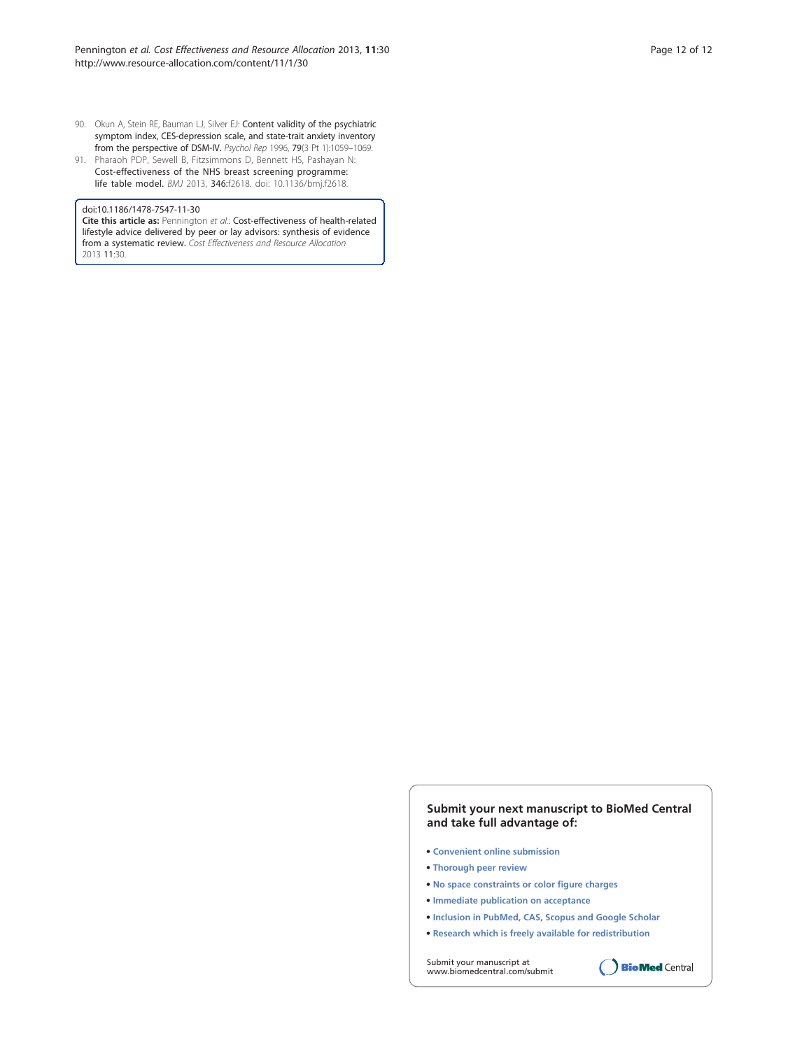90. Okun A, Stein RE, Bauman LJ, Silver EJ: **Content validity of the psychiatric symptom index, CES-depression scale, and state-trait anxiety inventory from the perspective of DSM-IV.** *Psychol Rep* 1996, **79**(3 Pt 1):1059–1069.
91. Pharaoh PDP, Sewell B, Fitzsimmons D, Bennett HS, Pashayan N: **Cost-effectiveness of the NHS breast screening programme: life table model.** *BMJ* 2013, **346**:f2618. doi: 10.1136/bmj.f2618.

doi:10.1186/1478-7547-11-30

**Cite this article as:** Pennington *et al.*: **Cost-effectiveness of health-related lifestyle advice delivered by peer or lay advisors: synthesis of evidence from a systematic review.** *Cost Effectiveness and Resource Allocation* 2013 **11**:30.

**Submit your next manuscript to BioMed Central and take full advantage of:**

- **Convenient online submission**
- **Thorough peer review**
- **No space constraints or color figure charges**
- **Immediate publication on acceptance**
- **Inclusion in PubMed, CAS, Scopus and Google Scholar**
- **Research which is freely available for redistribution**

Submit your manuscript at
www.biomedcentral.com/submit

BioMed Central